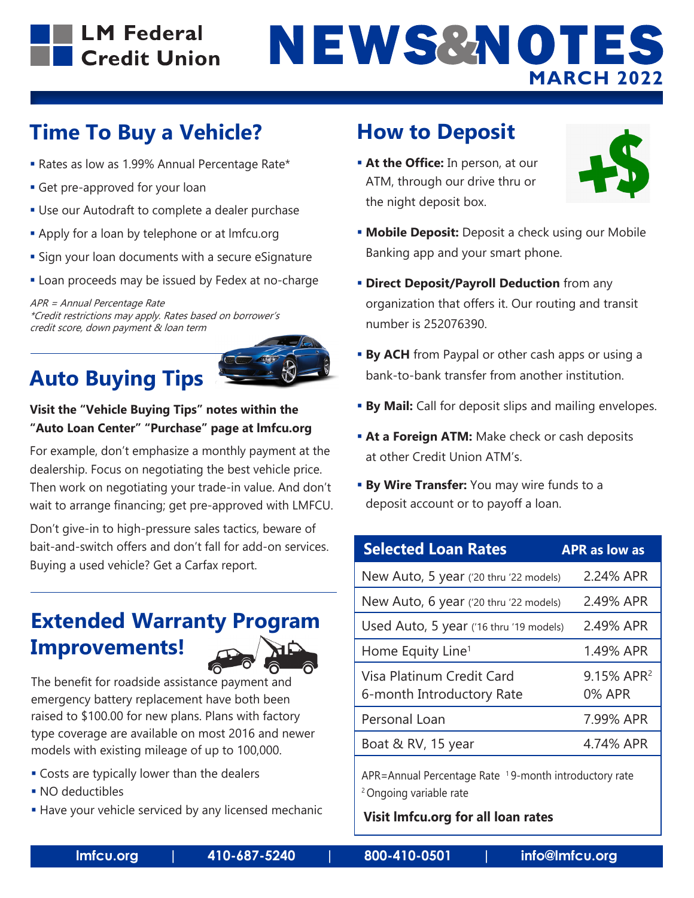# LM Federal Credit Union

# NEWS&NOTES

**MARCH 2022**

## Time To Buy a Vehicle?

- Rates as low as 1.99% Annual Percentage Rate*
- Get pre-approved for your loan
- Use our Autodraft to complete a dealer purchase
- Apply for a loan by telephone or at lmfcu.org
- Sign your loan documents with a secure eSignature
- Loan proceeds may be issued by Fedex at no-charge

*APR = Annual Percentage Rate*
*\*Credit restrictions may apply. Rates based on borrower's credit score, down payment & loan term*

## Auto Buying Tips

**Visit the "Vehicle Buying Tips" notes within the "Auto Loan Center" "Purchase" page at lmfcu.org**

For example, don't emphasize a monthly payment at the dealership. Focus on negotiating the best vehicle price. Then work on negotiating your trade-in value. And don't wait to arrange financing; get pre-approved with LMFCU.

Don't give-in to high-pressure sales tactics, beware of bait-and-switch offers and don't fall for add-on services. Buying a used vehicle? Get a Carfax report.

## Extended Warranty Program Improvements!

The benefit for roadside assistance payment and emergency battery replacement have both been raised to $100.00 for new plans. Plans with factory type coverage are available on most 2016 and newer models with existing mileage of up to 100,000.

- Costs are typically lower than the dealers
- NO deductibles
- Have your vehicle serviced by any licensed mechanic

## How to Deposit

- **At the Office:** In person, at our ATM, through our drive thru or the night deposit box.
- **Mobile Deposit:** Deposit a check using our Mobile Banking app and your smart phone.
- **Direct Deposit/Payroll Deduction** from any organization that offers it. Our routing and transit number is 252076390.
- **By ACH** from Paypal or other cash apps or using a bank-to-bank transfer from another institution.
- **By Mail:** Call for deposit slips and mailing envelopes.
- **At a Foreign ATM:** Make check or cash deposits at other Credit Union ATM's.
- **By Wire Transfer:** You may wire funds to a deposit account or to payoff a loan.

| Selected Loan Rates | APR as low as |
|---|---|
| New Auto, 5 year ('20 thru '22 models) | 2.24% APR |
| New Auto, 6 year ('20 thru '22 models) | 2.49% APR |
| Used Auto, 5 year ('16 thru '19 models) | 2.49% APR |
| Home Equity Line[1] | 1.49% APR |
| Visa Platinum Credit Card<br>6-month Introductory Rate | 9.15% APR[2]<br>0% APR |
| Personal Loan | 7.99% APR |
| Boat & RV, 15 year | 4.74% APR |

APR=Annual Percentage Rate [1] 9-month introductory rate
[2] Ongoing variable rate

**Visit lmfcu.org for all loan rates**

lmfcu.org | 410-687-5240 | 800-410-0501 | info@lmfcu.org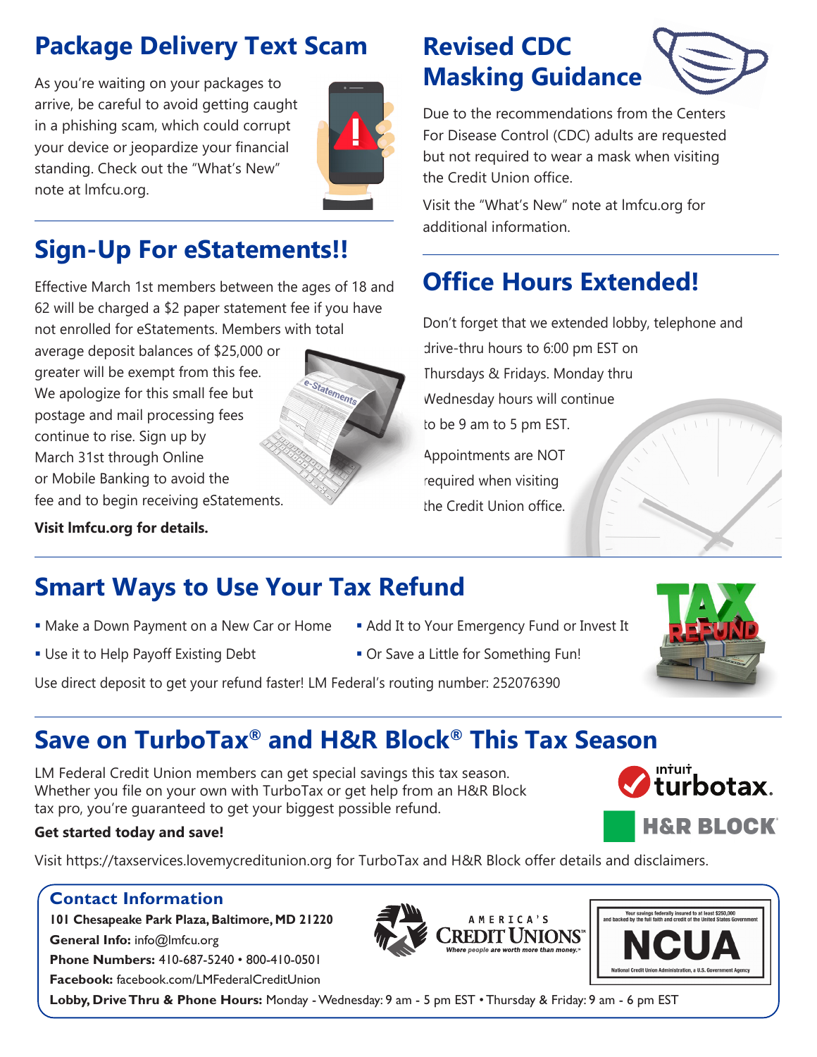## Package Delivery Text Scam

As you're waiting on your packages to arrive, be careful to avoid getting caught in a phishing scam, which could corrupt your device or jeopardize your financial standing. Check out the "What's New" note at lmfcu.org.

## Sign-Up For eStatements!!

Effective March 1st members between the ages of 18 and 62 will be charged a $2 paper statement fee if you have not enrolled for eStatements. Members with total average deposit balances of $25,000 or greater will be exempt from this fee. We apologize for this small fee but postage and mail processing fees continue to rise. Sign up by March 31st through Online or Mobile Banking to avoid the fee and to begin receiving eStatements.

**Visit lmfcu.org for details.**

## Revised CDC Masking Guidance

Due to the recommendations from the Centers For Disease Control (CDC) adults are requested but not required to wear a mask when visiting the Credit Union office.

Visit the "What's New" note at lmfcu.org for additional information.

## Office Hours Extended!

Don't forget that we extended lobby, telephone and drive-thru hours to 6:00 pm EST on Thursdays & Fridays. Monday thru Wednesday hours will continue to be 9 am to 5 pm EST.

Appointments are NOT required when visiting the Credit Union office.

## Smart Ways to Use Your Tax Refund

- Make a Down Payment on a New Car or Home
- Use it to Help Payoff Existing Debt
- Add It to Your Emergency Fund or Invest It
- Or Save a Little for Something Fun!

Use direct deposit to get your refund faster! LM Federal's routing number: 252076390

## Save on TurboTax® and H&R Block® This Tax Season

LM Federal Credit Union members can get special savings this tax season. Whether you file on your own with TurboTax or get help from an H&R Block tax pro, you're guaranteed to get your biggest possible refund.

**Get started today and save!**

Visit https://taxservices.lovemycreditunion.org for TurboTax and H&R Block offer details and disclaimers.

### Contact Information

**101 Chesapeake Park Plaza, Baltimore, MD 21220**
**General Info:** info@lmfcu.org
**Phone Numbers:** 410-687-5240 • 800-410-0501
**Facebook:** facebook.com/LMFederalCreditUnion
**Lobby, Drive Thru & Phone Hours:** Monday - Wednesday: 9 am - 5 pm EST • Thursday & Friday: 9 am - 6 pm EST

AMERICA'S CREDIT UNIONS™ Where people are worth more than money.™

Your savings federally insured to at least $250,000 and backed by the full faith and credit of the United States Government
NCUA
National Credit Union Administration, a U.S. Government Agency